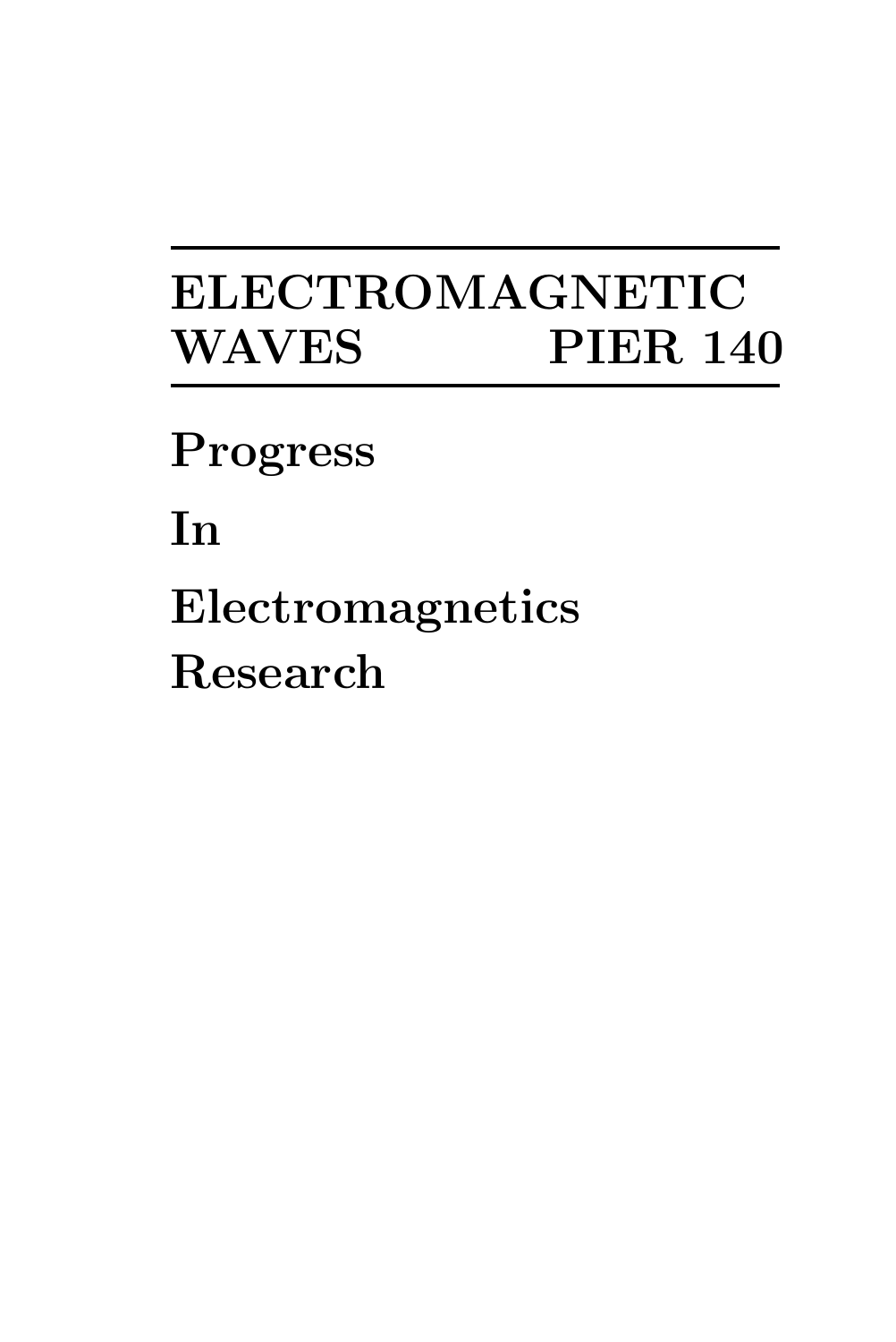# ELECTROMAGNETIC WAVES PIER 140

**Progress**

**In**

**Electromagnetics**

**Research**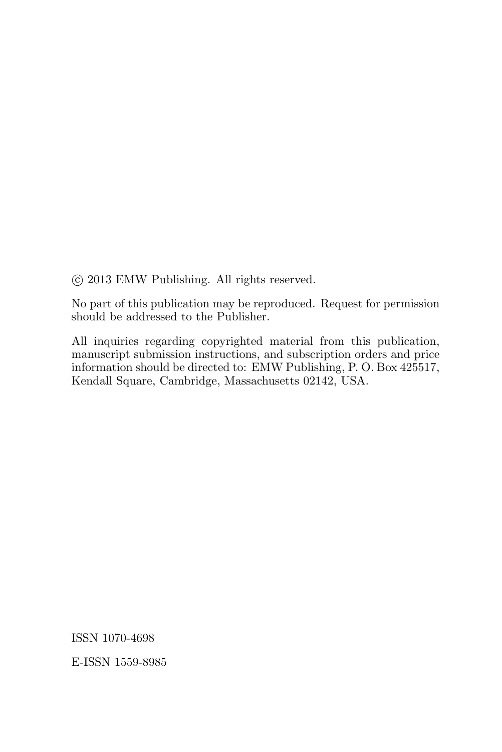© 2013 EMW Publishing. All rights reserved.

No part of this publication may be reproduced. Request for permission should be addressed to the Publisher.

All inquiries regarding copyrighted material from this publication, manuscript submission instructions, and subscription orders and price information should be directed to: EMW Publishing, P. O. Box 425517, Kendall Square, Cambridge, Massachusetts 02142, USA.

ISSN 1070-4698

E-ISSN 1559-8985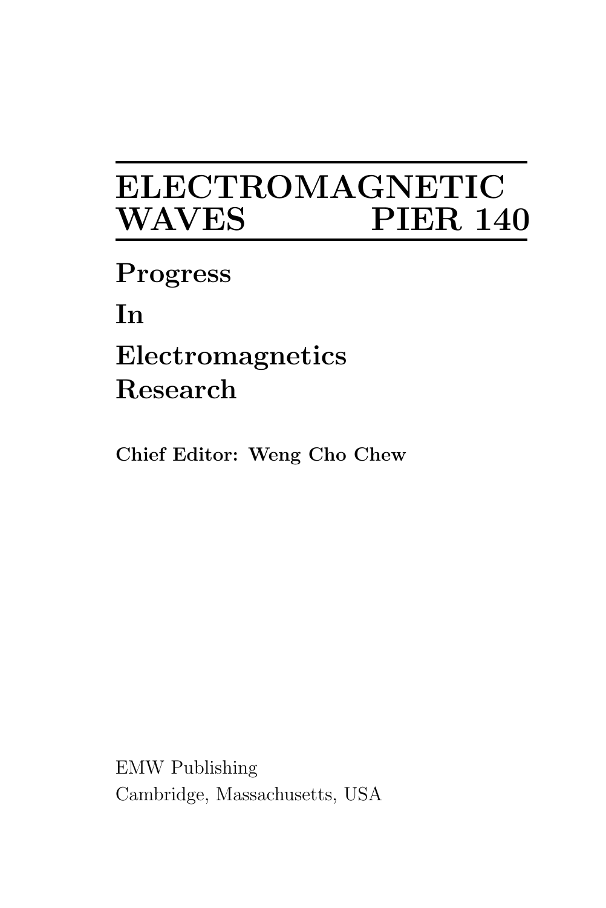# ELECTROMAGNETIC WAVES PIER 140

**Progress**

**In**

**Electromagnetics**

**Research**

**Chief Editor: Weng Cho Chew**

EMW Publishing

Cambridge, Massachusetts, USA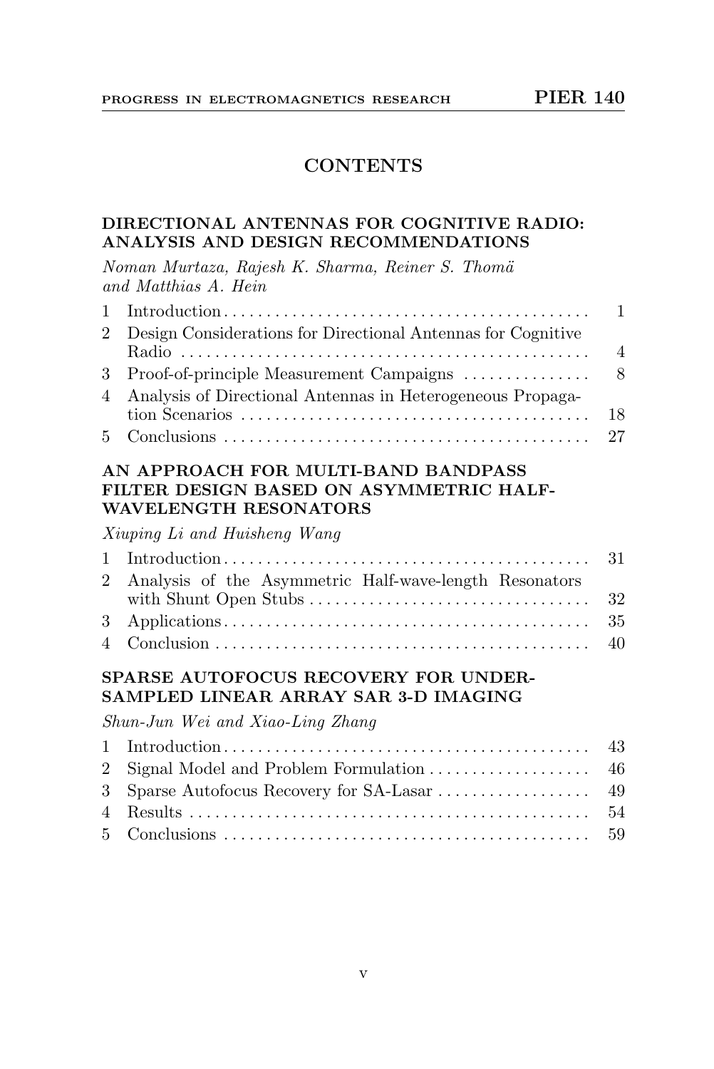# CONTENTS

## DIRECTIONAL ANTENNAS FOR COGNITIVE RADIO: ANALYSIS AND DESIGN RECOMMENDATIONS

*Noman Murtaza, Rajesh K. Sharma, Reiner S. Thomä and Matthias A. Hein*

| | | |
|---|---|---|
| 1 | Introduction | 1 |
| 2 | Design Considerations for Directional Antennas for Cognitive Radio | 4 |
| 3 | Proof-of-principle Measurement Campaigns | 8 |
| 4 | Analysis of Directional Antennas in Heterogeneous Propagation Scenarios | 18 |
| 5 | Conclusions | 27 |

## AN APPROACH FOR MULTI-BAND BANDPASS FILTER DESIGN BASED ON ASYMMETRIC HALF-WAVELENGTH RESONATORS

*Xiuping Li and Huisheng Wang*

| | | |
|---|---|---|
| 1 | Introduction | 31 |
| 2 | Analysis of the Asymmetric Half-wave-length Resonators with Shunt Open Stubs | 32 |
| 3 | Applications | 35 |
| 4 | Conclusion | 40 |

## SPARSE AUTOFOCUS RECOVERY FOR UNDER-SAMPLED LINEAR ARRAY SAR 3-D IMAGING

*Shun-Jun Wei and Xiao-Ling Zhang*

| | | |
|---|---|---|
| 1 | Introduction | 43 |
| 2 | Signal Model and Problem Formulation | 46 |
| 3 | Sparse Autofocus Recovery for SA-Lasar | 49 |
| 4 | Results | 54 |
| 5 | Conclusions | 59 |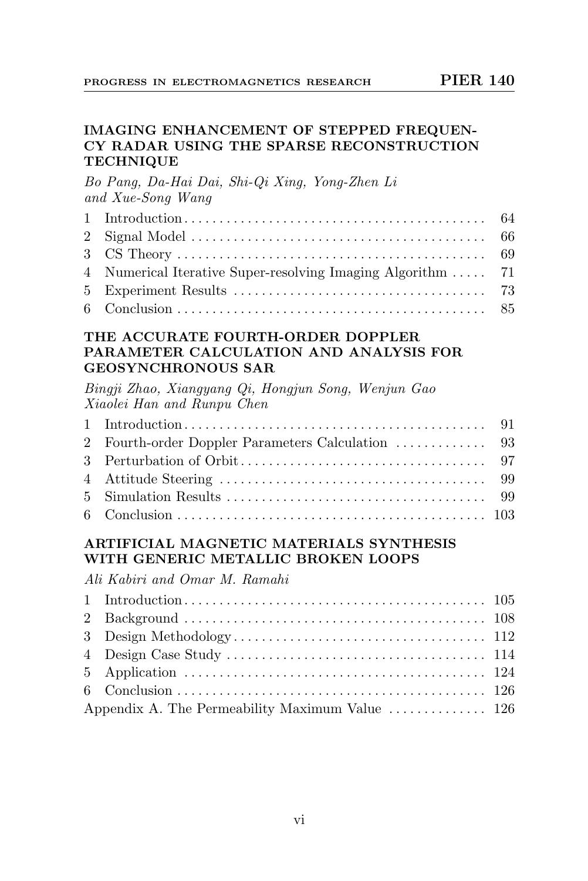### IMAGING ENHANCEMENT OF STEPPED FREQUENCY RADAR USING THE SPARSE RECONSTRUCTION TECHNIQUE

*Bo Pang, Da-Hai Dai, Shi-Qi Xing, Yong-Zhen Li and Xue-Song Wang*

| | | |
|---|---|---|
| 1 | Introduction | 64 |
| 2 | Signal Model | 66 |
| 3 | CS Theory | 69 |
| 4 | Numerical Iterative Super-resolving Imaging Algorithm | 71 |
| 5 | Experiment Results | 73 |
| 6 | Conclusion | 85 |

### THE ACCURATE FOURTH-ORDER DOPPLER PARAMETER CALCULATION AND ANALYSIS FOR GEOSYNCHRONOUS SAR

*Bingji Zhao, Xiangyang Qi, Hongjun Song, Wenjun Gao Xiaolei Han and Runpu Chen*

| | | |
|---|---|---|
| 1 | Introduction | 91 |
| 2 | Fourth-order Doppler Parameters Calculation | 93 |
| 3 | Perturbation of Orbit | 97 |
| 4 | Attitude Steering | 99 |
| 5 | Simulation Results | 99 |
| 6 | Conclusion | 103 |

### ARTIFICIAL MAGNETIC MATERIALS SYNTHESIS WITH GENERIC METALLIC BROKEN LOOPS

*Ali Kabiri and Omar M. Ramahi*

| | | |
|---|---|---|
| 1 | Introduction | 105 |
| 2 | Background | 108 |
| 3 | Design Methodology | 112 |
| 4 | Design Case Study | 114 |
| 5 | Application | 124 |
| 6 | Conclusion | 126 |
| | Appendix A. The Permeability Maximum Value | 126 |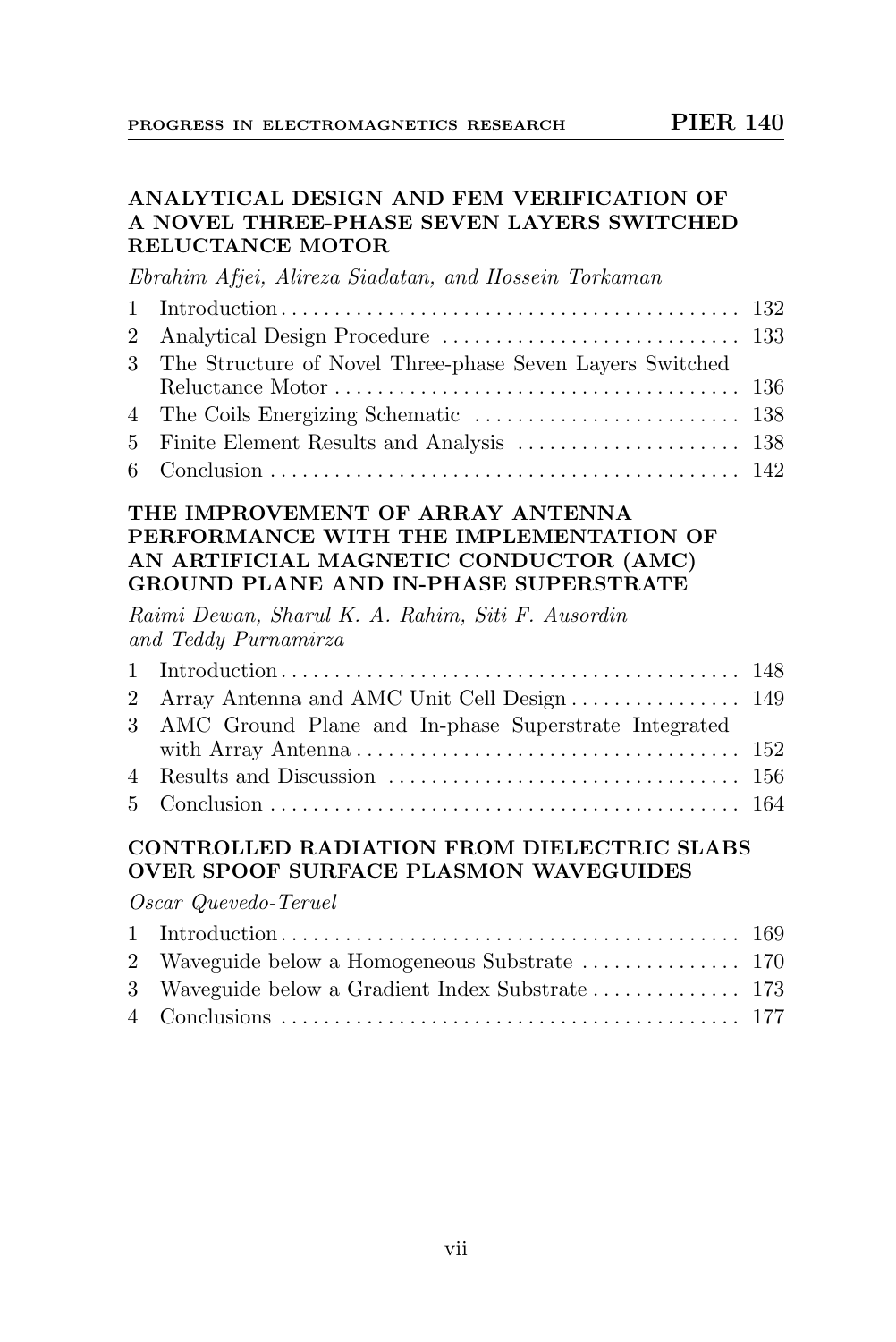### ANALYTICAL DESIGN AND FEM VERIFICATION OF A NOVEL THREE-PHASE SEVEN LAYERS SWITCHED RELUCTANCE MOTOR

*Ebrahim Afjei, Alireza Siadatan, and Hossein Torkaman*

| | | |
|---|---|---|
| 1 | Introduction | 132 |
| 2 | Analytical Design Procedure | 133 |
| 3 | The Structure of Novel Three-phase Seven Layers Switched Reluctance Motor | 136 |
| 4 | The Coils Energizing Schematic | 138 |
| 5 | Finite Element Results and Analysis | 138 |
| 6 | Conclusion | 142 |

### THE IMPROVEMENT OF ARRAY ANTENNA PERFORMANCE WITH THE IMPLEMENTATION OF AN ARTIFICIAL MAGNETIC CONDUCTOR (AMC) GROUND PLANE AND IN-PHASE SUPERSTRATE

*Raimi Dewan, Sharul K. A. Rahim, Siti F. Ausordin and Teddy Purnamirza*

| | | |
|---|---|---|
| 1 | Introduction | 148 |
| 2 | Array Antenna and AMC Unit Cell Design | 149 |
| 3 | AMC Ground Plane and In-phase Superstrate Integrated with Array Antenna | 152 |
| 4 | Results and Discussion | 156 |
| 5 | Conclusion | 164 |

### CONTROLLED RADIATION FROM DIELECTRIC SLABS OVER SPOOF SURFACE PLASMON WAVEGUIDES

*Oscar Quevedo-Teruel*

| | | |
|---|---|---|
| 1 | Introduction | 169 |
| 2 | Waveguide below a Homogeneous Substrate | 170 |
| 3 | Waveguide below a Gradient Index Substrate | 173 |
| 4 | Conclusions | 177 |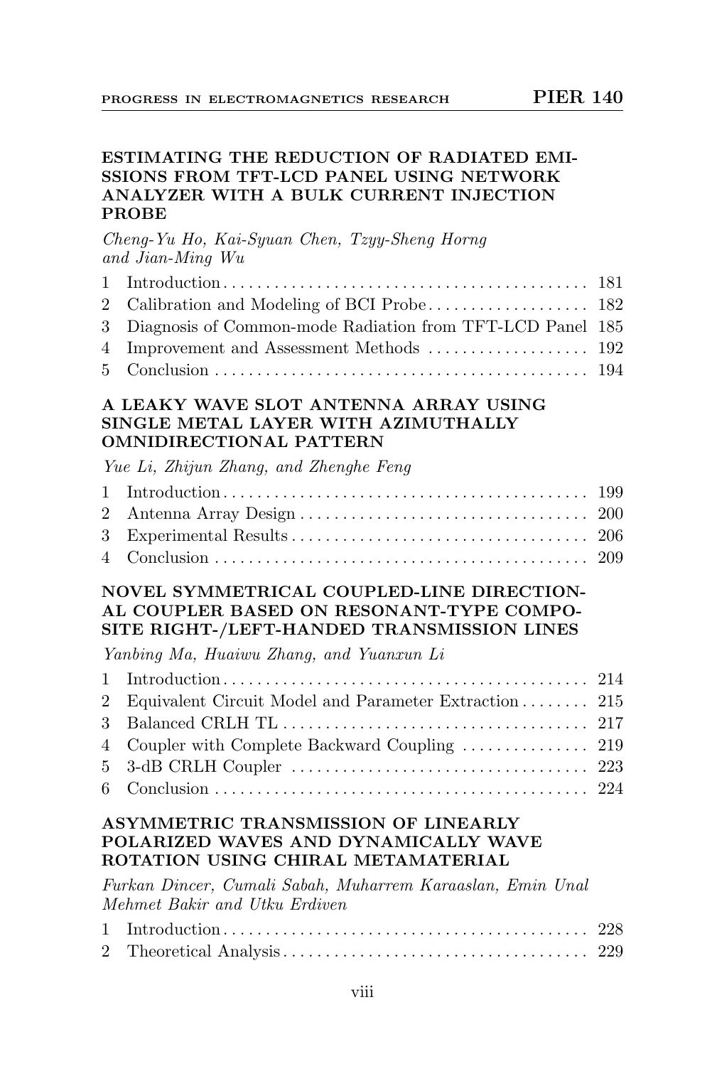### ESTIMATING THE REDUCTION OF RADIATED EMISSIONS FROM TFT-LCD PANEL USING NETWORK ANALYZER WITH A BULK CURRENT INJECTION PROBE

*Cheng-Yu Ho, Kai-Syuan Chen, Tzyy-Sheng Horng and Jian-Ming Wu*

| | | |
|---|---|---|
| 1 | Introduction | 181 |
| 2 | Calibration and Modeling of BCI Probe | 182 |
| 3 | Diagnosis of Common-mode Radiation from TFT-LCD Panel | 185 |
| 4 | Improvement and Assessment Methods | 192 |
| 5 | Conclusion | 194 |

### A LEAKY WAVE SLOT ANTENNA ARRAY USING SINGLE METAL LAYER WITH AZIMUTHALLY OMNIDIRECTIONAL PATTERN

*Yue Li, Zhijun Zhang, and Zhenghe Feng*

| | | |
|---|---|---|
| 1 | Introduction | 199 |
| 2 | Antenna Array Design | 200 |
| 3 | Experimental Results | 206 |
| 4 | Conclusion | 209 |

### NOVEL SYMMETRICAL COUPLED-LINE DIRECTIONAL COUPLER BASED ON RESONANT-TYPE COMPOSITE RIGHT-/LEFT-HANDED TRANSMISSION LINES

*Yanbing Ma, Huaiwu Zhang, and Yuanxun Li*

| | | |
|---|---|---|
| 1 | Introduction | 214 |
| 2 | Equivalent Circuit Model and Parameter Extraction | 215 |
| 3 | Balanced CRLH TL | 217 |
| 4 | Coupler with Complete Backward Coupling | 219 |
| 5 | 3-dB CRLH Coupler | 223 |
| 6 | Conclusion | 224 |

### ASYMMETRIC TRANSMISSION OF LINEARLY POLARIZED WAVES AND DYNAMICALLY WAVE ROTATION USING CHIRAL METAMATERIAL

*Furkan Dincer, Cumali Sabah, Muharrem Karaaslan, Emin Unal Mehmet Bakir and Utku Erdiven*

| | | |
|---|---|---|
| 1 | Introduction | 228 |
| 2 | Theoretical Analysis | 229 |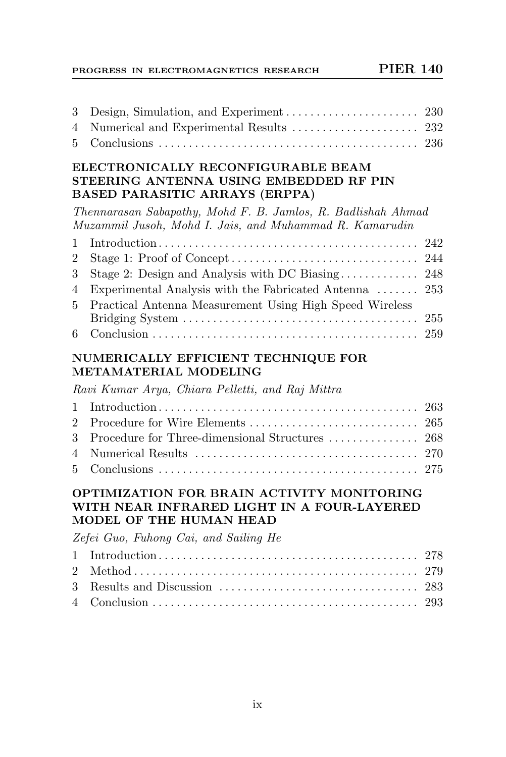| | | |
|---|---|---|
| 3 | Design, Simulation, and Experiment | 230 |
| 4 | Numerical and Experimental Results | 232 |
| 5 | Conclusions | 236 |

### ELECTRONICALLY RECONFIGURABLE BEAM STEERING ANTENNA USING EMBEDDED RF PIN BASED PARASITIC ARRAYS (ERPPA)

*Thennarasan Sabapathy, Mohd F. B. Jamlos, R. Badlishah Ahmad Muzammil Jusoh, Mohd I. Jais, and Muhammad R. Kamarudin*

| | | |
|---|---|---|
| 1 | Introduction | 242 |
| 2 | Stage 1: Proof of Concept | 244 |
| 3 | Stage 2: Design and Analysis with DC Biasing | 248 |
| 4 | Experimental Analysis with the Fabricated Antenna | 253 |
| 5 | Practical Antenna Measurement Using High Speed Wireless Bridging System | 255 |
| 6 | Conclusion | 259 |

### NUMERICALLY EFFICIENT TECHNIQUE FOR METAMATERIAL MODELING

*Ravi Kumar Arya, Chiara Pelletti, and Raj Mittra*

| | | |
|---|---|---|
| 1 | Introduction | 263 |
| 2 | Procedure for Wire Elements | 265 |
| 3 | Procedure for Three-dimensional Structures | 268 |
| 4 | Numerical Results | 270 |
| 5 | Conclusions | 275 |

### OPTIMIZATION FOR BRAIN ACTIVITY MONITORING WITH NEAR INFRARED LIGHT IN A FOUR-LAYERED MODEL OF THE HUMAN HEAD

*Zefei Guo, Fuhong Cai, and Sailing He*

| | | |
|---|---|---|
| 1 | Introduction | 278 |
| 2 | Method | 279 |
| 3 | Results and Discussion | 283 |
| 4 | Conclusion | 293 |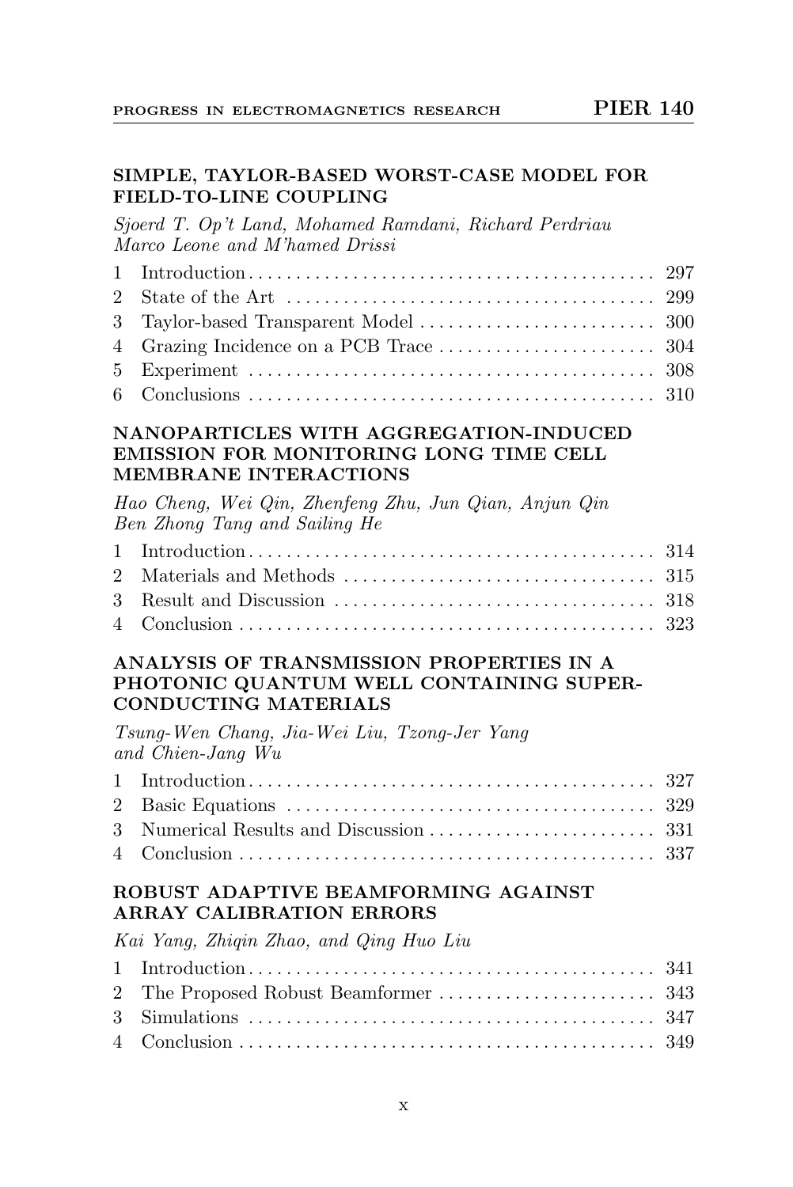**SIMPLE, TAYLOR-BASED WORST-CASE MODEL FOR FIELD-TO-LINE COUPLING**

*Sjoerd T. Op't Land, Mohamed Ramdani, Richard Perdriau Marco Leone and M'hamed Drissi*

| | | |
|---|---|---|
| 1 | Introduction | 297 |
| 2 | State of the Art | 299 |
| 3 | Taylor-based Transparent Model | 300 |
| 4 | Grazing Incidence on a PCB Trace | 304 |
| 5 | Experiment | 308 |
| 6 | Conclusions | 310 |

**NANOPARTICLES WITH AGGREGATION-INDUCED EMISSION FOR MONITORING LONG TIME CELL MEMBRANE INTERACTIONS**

*Hao Cheng, Wei Qin, Zhenfeng Zhu, Jun Qian, Anjun Qin Ben Zhong Tang and Sailing He*

| | | |
|---|---|---|
| 1 | Introduction | 314 |
| 2 | Materials and Methods | 315 |
| 3 | Result and Discussion | 318 |
| 4 | Conclusion | 323 |

**ANALYSIS OF TRANSMISSION PROPERTIES IN A PHOTONIC QUANTUM WELL CONTAINING SUPER-CONDUCTING MATERIALS**

*Tsung-Wen Chang, Jia-Wei Liu, Tzong-Jer Yang and Chien-Jang Wu*

| | | |
|---|---|---|
| 1 | Introduction | 327 |
| 2 | Basic Equations | 329 |
| 3 | Numerical Results and Discussion | 331 |
| 4 | Conclusion | 337 |

**ROBUST ADAPTIVE BEAMFORMING AGAINST ARRAY CALIBRATION ERRORS**

*Kai Yang, Zhiqin Zhao, and Qing Huo Liu*

| | | |
|---|---|---|
| 1 | Introduction | 341 |
| 2 | The Proposed Robust Beamformer | 343 |
| 3 | Simulations | 347 |
| 4 | Conclusion | 349 |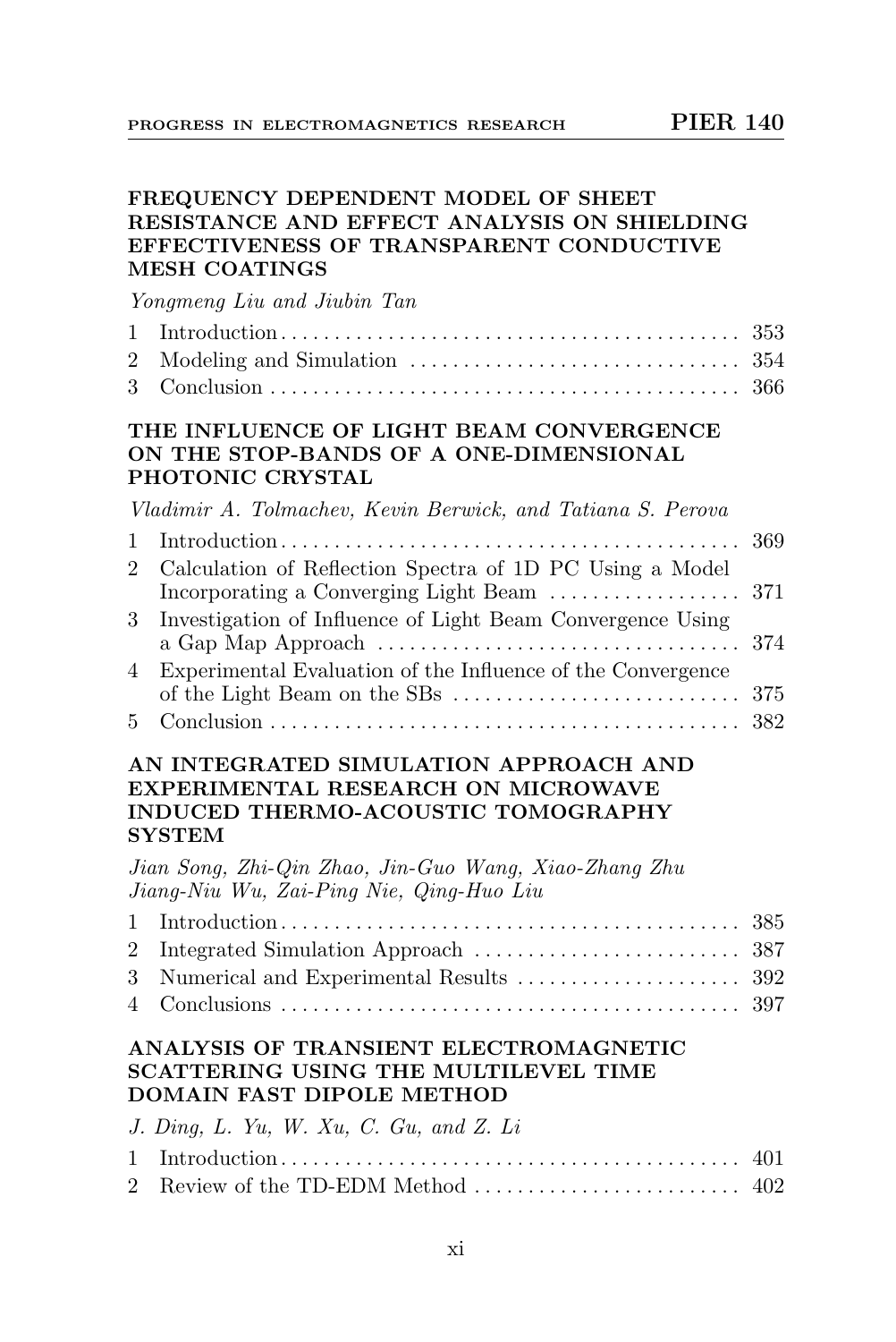**FREQUENCY DEPENDENT MODEL OF SHEET RESISTANCE AND EFFECT ANALYSIS ON SHIELDING EFFECTIVENESS OF TRANSPARENT CONDUCTIVE MESH COATINGS**

*Yongmeng Liu and Jiubin Tan*

1 Introduction . . . . . . . . . . . . . . . . . . . . . . . . . . . . . . . . . . . . . . . . . . 353
2 Modeling and Simulation . . . . . . . . . . . . . . . . . . . . . . . . . . . . . . . 354
3 Conclusion . . . . . . . . . . . . . . . . . . . . . . . . . . . . . . . . . . . . . . . . . . . 366

**THE INFLUENCE OF LIGHT BEAM CONVERGENCE ON THE STOP-BANDS OF A ONE-DIMENSIONAL PHOTONIC CRYSTAL**

*Vladimir A. Tolmachev, Kevin Berwick, and Tatiana S. Perova*

1 Introduction . . . . . . . . . . . . . . . . . . . . . . . . . . . . . . . . . . . . . . . . . . 369
2 Calculation of Reflection Spectra of 1D PC Using a Model Incorporating a Converging Light Beam . . . . . . . . . . . . . . . . . . 371
3 Investigation of Influence of Light Beam Convergence Using a Gap Map Approach . . . . . . . . . . . . . . . . . . . . . . . . . . . . . . . . . . 374
4 Experimental Evaluation of the Influence of the Convergence of the Light Beam on the SBs . . . . . . . . . . . . . . . . . . . . . . . . . . . 375
5 Conclusion . . . . . . . . . . . . . . . . . . . . . . . . . . . . . . . . . . . . . . . . . . . 382

**AN INTEGRATED SIMULATION APPROACH AND EXPERIMENTAL RESEARCH ON MICROWAVE INDUCED THERMO-ACOUSTIC TOMOGRAPHY SYSTEM**

*Jian Song, Zhi-Qin Zhao, Jin-Guo Wang, Xiao-Zhang Zhu Jiang-Niu Wu, Zai-Ping Nie, Qing-Huo Liu*

1 Introduction . . . . . . . . . . . . . . . . . . . . . . . . . . . . . . . . . . . . . . . . . . 385
2 Integrated Simulation Approach . . . . . . . . . . . . . . . . . . . . . . . . . 387
3 Numerical and Experimental Results . . . . . . . . . . . . . . . . . . . . . 392
4 Conclusions . . . . . . . . . . . . . . . . . . . . . . . . . . . . . . . . . . . . . . . . . . 397

**ANALYSIS OF TRANSIENT ELECTROMAGNETIC SCATTERING USING THE MULTILEVEL TIME DOMAIN FAST DIPOLE METHOD**

*J. Ding, L. Yu, W. Xu, C. Gu, and Z. Li*

1 Introduction . . . . . . . . . . . . . . . . . . . . . . . . . . . . . . . . . . . . . . . . . . 401
2 Review of the TD-EDM Method . . . . . . . . . . . . . . . . . . . . . . . . . 402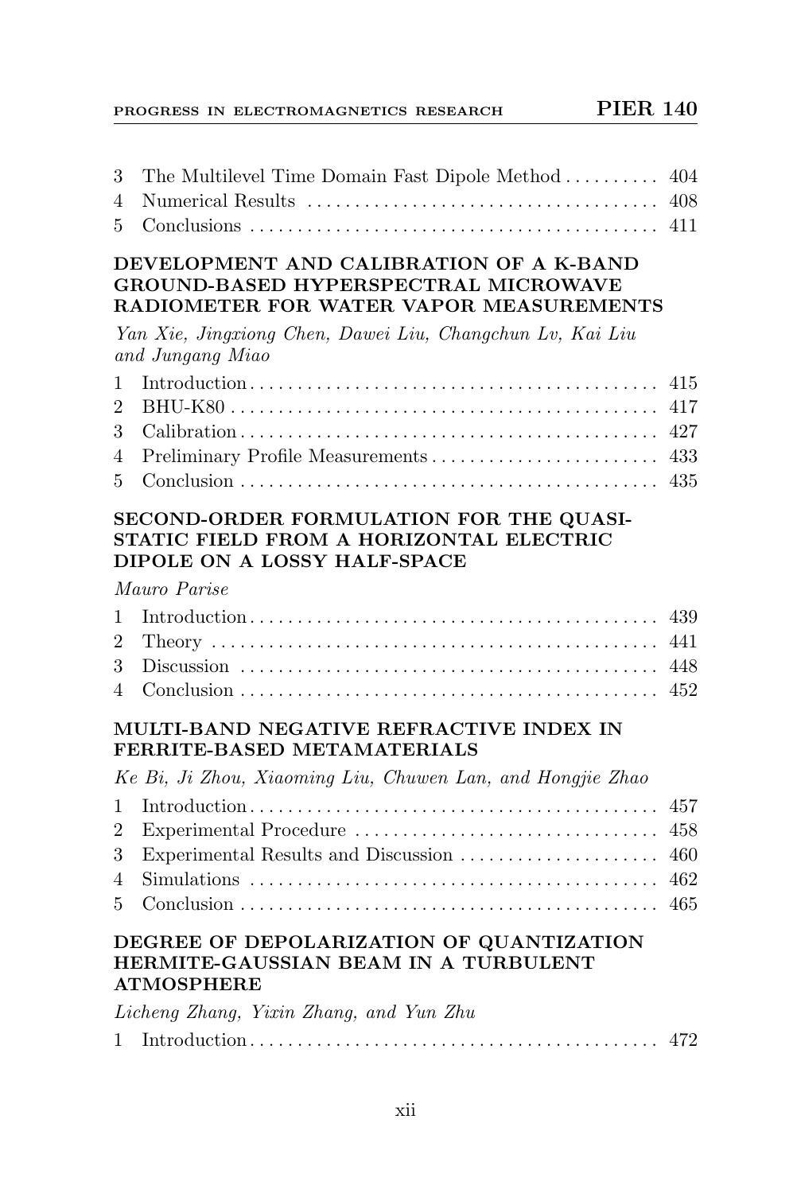3 The Multilevel Time Domain Fast Dipole Method .......... 404
4 Numerical Results .................................... 408
5 Conclusions .......................................... 411

**DEVELOPMENT AND CALIBRATION OF A K-BAND GROUND-BASED HYPERSPECTRAL MICROWAVE RADIOMETER FOR WATER VAPOR MEASUREMENTS**

*Yan Xie, Jingxiong Chen, Dawei Liu, Changchun Lv, Kai Liu and Jungang Miao*

1 Introduction .......................................... 415
2 BHU-K80 ............................................... 417
3 Calibration ........................................... 427
4 Preliminary Profile Measurements ...................... 433
5 Conclusion ............................................ 435

**SECOND-ORDER FORMULATION FOR THE QUASI-STATIC FIELD FROM A HORIZONTAL ELECTRIC DIPOLE ON A LOSSY HALF-SPACE**

*Mauro Parise*

1 Introduction .......................................... 439
2 Theory ................................................ 441
3 Discussion ............................................ 448
4 Conclusion ............................................ 452

**MULTI-BAND NEGATIVE REFRACTIVE INDEX IN FERRITE-BASED METAMATERIALS**

*Ke Bi, Ji Zhou, Xiaoming Liu, Chuwen Lan, and Hongjie Zhao*

1 Introduction .......................................... 457
2 Experimental Procedure ................................ 458
3 Experimental Results and Discussion ................... 460
4 Simulations ........................................... 462
5 Conclusion ............................................ 465

**DEGREE OF DEPOLARIZATION OF QUANTIZATION HERMITE-GAUSSIAN BEAM IN A TURBULENT ATMOSPHERE**

*Licheng Zhang, Yixin Zhang, and Yun Zhu*

1 Introduction .......................................... 472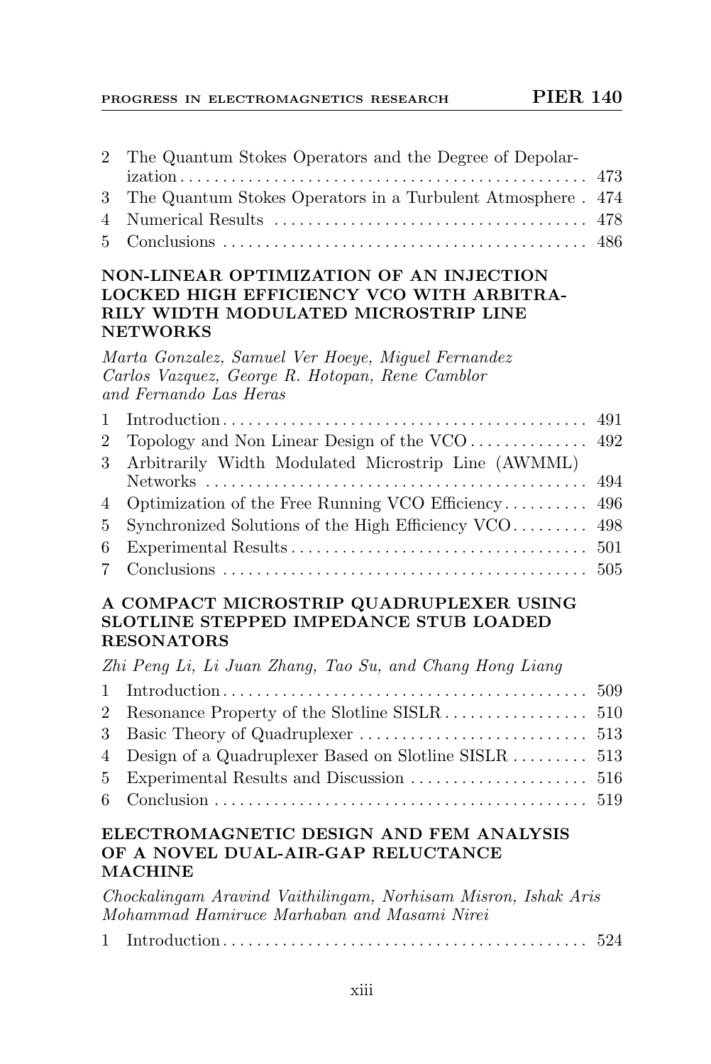2 The Quantum Stokes Operators and the Degree of Depolarization . . . . . 473
3 The Quantum Stokes Operators in a Turbulent Atmosphere . 474
4 Numerical Results . . . . . 478
5 Conclusions . . . . . 486

### NON-LINEAR OPTIMIZATION OF AN INJECTION LOCKED HIGH EFFICIENCY VCO WITH ARBITRARILY WIDTH MODULATED MICROSTRIP LINE NETWORKS

*Marta Gonzalez, Samuel Ver Hoeye, Miguel Fernandez Carlos Vazquez, George R. Hotopan, Rene Camblor and Fernando Las Heras*

1 Introduction . . . . . 491
2 Topology and Non Linear Design of the VCO . . . . . 492
3 Arbitrarily Width Modulated Microstrip Line (AWMML) Networks . . . . . 494
4 Optimization of the Free Running VCO Efficiency . . . . . 496
5 Synchronized Solutions of the High Efficiency VCO . . . . . 498
6 Experimental Results . . . . . 501
7 Conclusions . . . . . 505

### A COMPACT MICROSTRIP QUADRUPLEXER USING SLOTLINE STEPPED IMPEDANCE STUB LOADED RESONATORS

*Zhi Peng Li, Li Juan Zhang, Tao Su, and Chang Hong Liang*

1 Introduction . . . . . 509
2 Resonance Property of the Slotline SISLR . . . . . 510
3 Basic Theory of Quadruplexer . . . . . 513
4 Design of a Quadruplexer Based on Slotline SISLR . . . . . 513
5 Experimental Results and Discussion . . . . . 516
6 Conclusion . . . . . 519

### ELECTROMAGNETIC DESIGN AND FEM ANALYSIS OF A NOVEL DUAL-AIR-GAP RELUCTANCE MACHINE

*Chockalingam Aravind Vaithilingam, Norhisam Misron, Ishak Aris Mohammad Hamiruce Marhaban and Masami Nirei*

1 Introduction . . . . . 524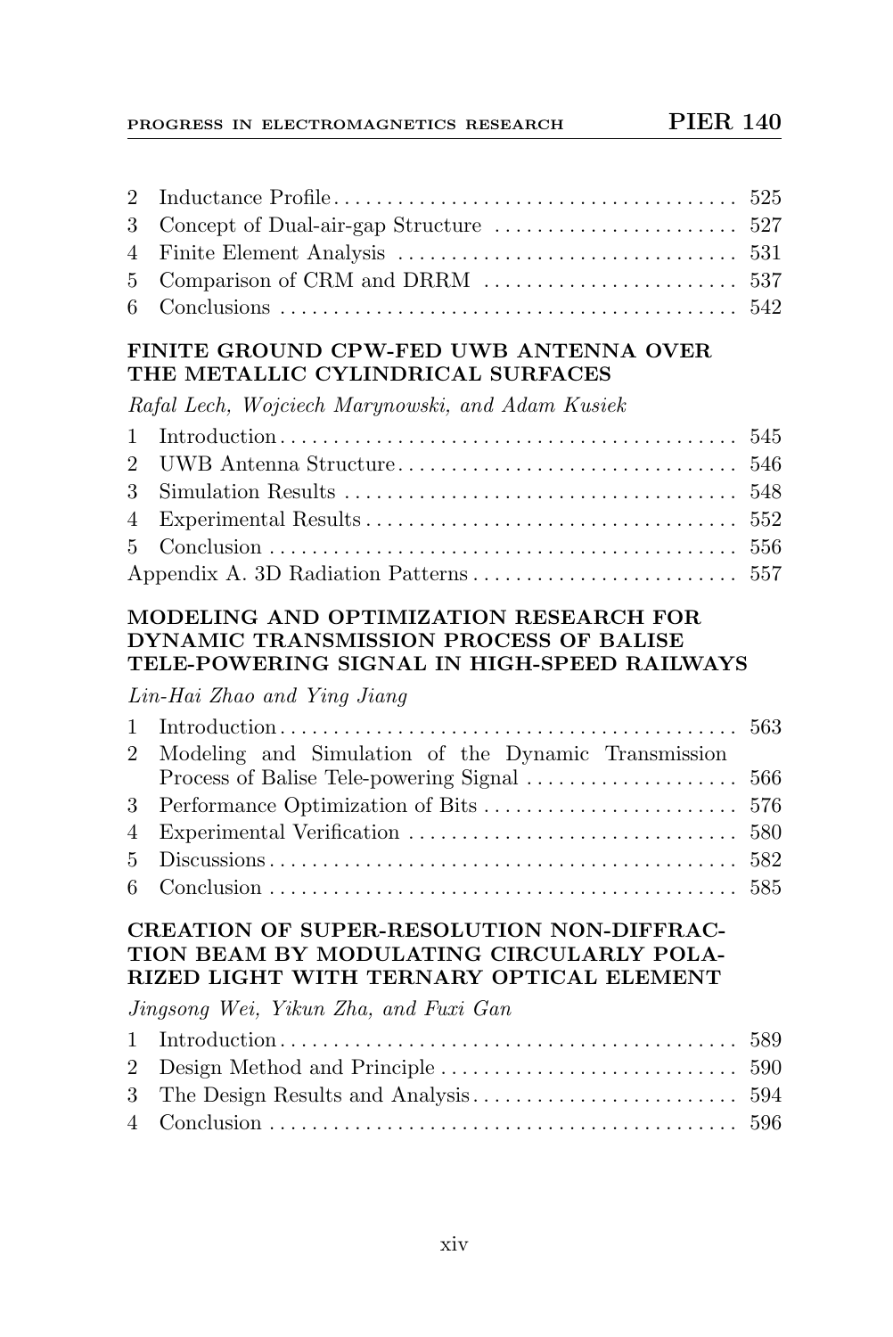| | | |
|---|---|---|
| 2 | Inductance Profile | 525 |
| 3 | Concept of Dual-air-gap Structure | 527 |
| 4 | Finite Element Analysis | 531 |
| 5 | Comparison of CRM and DRRM | 537 |
| 6 | Conclusions | 542 |

### FINITE GROUND CPW-FED UWB ANTENNA OVER THE METALLIC CYLINDRICAL SURFACES

*Rafal Lech, Wojciech Marynowski, and Adam Kusiek*

| | | |
|---|---|---|
| 1 | Introduction | 545 |
| 2 | UWB Antenna Structure | 546 |
| 3 | Simulation Results | 548 |
| 4 | Experimental Results | 552 |
| 5 | Conclusion | 556 |
| | Appendix A. 3D Radiation Patterns | 557 |

### MODELING AND OPTIMIZATION RESEARCH FOR DYNAMIC TRANSMISSION PROCESS OF BALISE TELE-POWERING SIGNAL IN HIGH-SPEED RAILWAYS

*Lin-Hai Zhao and Ying Jiang*

| | | |
|---|---|---|
| 1 | Introduction | 563 |
| 2 | Modeling and Simulation of the Dynamic Transmission Process of Balise Tele-powering Signal | 566 |
| 3 | Performance Optimization of Bits | 576 |
| 4 | Experimental Verification | 580 |
| 5 | Discussions | 582 |
| 6 | Conclusion | 585 |

### CREATION OF SUPER-RESOLUTION NON-DIFFRACTION BEAM BY MODULATING CIRCULARLY POLARIZED LIGHT WITH TERNARY OPTICAL ELEMENT

*Jingsong Wei, Yikun Zha, and Fuxi Gan*

| | | |
|---|---|---|
| 1 | Introduction | 589 |
| 2 | Design Method and Principle | 590 |
| 3 | The Design Results and Analysis | 594 |
| 4 | Conclusion | 596 |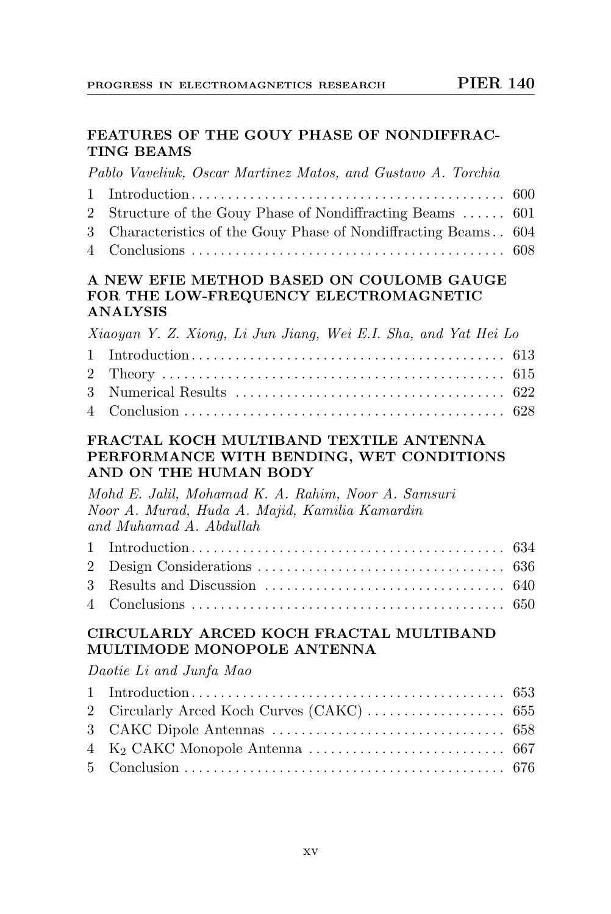### FEATURES OF THE GOUY PHASE OF NONDIFFRACTING BEAMS

*Pablo Vaveliuk, Oscar Martinez Matos, and Gustavo A. Torchia*

| | | |
|---|---|---|
| 1 | Introduction | 600 |
| 2 | Structure of the Gouy Phase of Nondiffracting Beams | 601 |
| 3 | Characteristics of the Gouy Phase of Nondiffracting Beams | 604 |
| 4 | Conclusions | 608 |

### A NEW EFIE METHOD BASED ON COULOMB GAUGE FOR THE LOW-FREQUENCY ELECTROMAGNETIC ANALYSIS

*Xiaoyan Y. Z. Xiong, Li Jun Jiang, Wei E.I. Sha, and Yat Hei Lo*

| | | |
|---|---|---|
| 1 | Introduction | 613 |
| 2 | Theory | 615 |
| 3 | Numerical Results | 622 |
| 4 | Conclusion | 628 |

### FRACTAL KOCH MULTIBAND TEXTILE ANTENNA PERFORMANCE WITH BENDING, WET CONDITIONS AND ON THE HUMAN BODY

*Mohd E. Jalil, Mohamad K. A. Rahim, Noor A. Samsuri Noor A. Murad, Huda A. Majid, Kamilia Kamardin and Muhamad A. Abdullah*

| | | |
|---|---|---|
| 1 | Introduction | 634 |
| 2 | Design Considerations | 636 |
| 3 | Results and Discussion | 640 |
| 4 | Conclusions | 650 |

### CIRCULARLY ARCED KOCH FRACTAL MULTIBAND MULTIMODE MONOPOLE ANTENNA

*Daotie Li and Junfa Mao*

| | | |
|---|---|---|
| 1 | Introduction | 653 |
| 2 | Circularly Arced Koch Curves (CAKC) | 655 |
| 3 | CAKC Dipole Antennas | 658 |
| 4 | $K_2$ CAKC Monopole Antenna | 667 |
| 5 | Conclusion | 676 |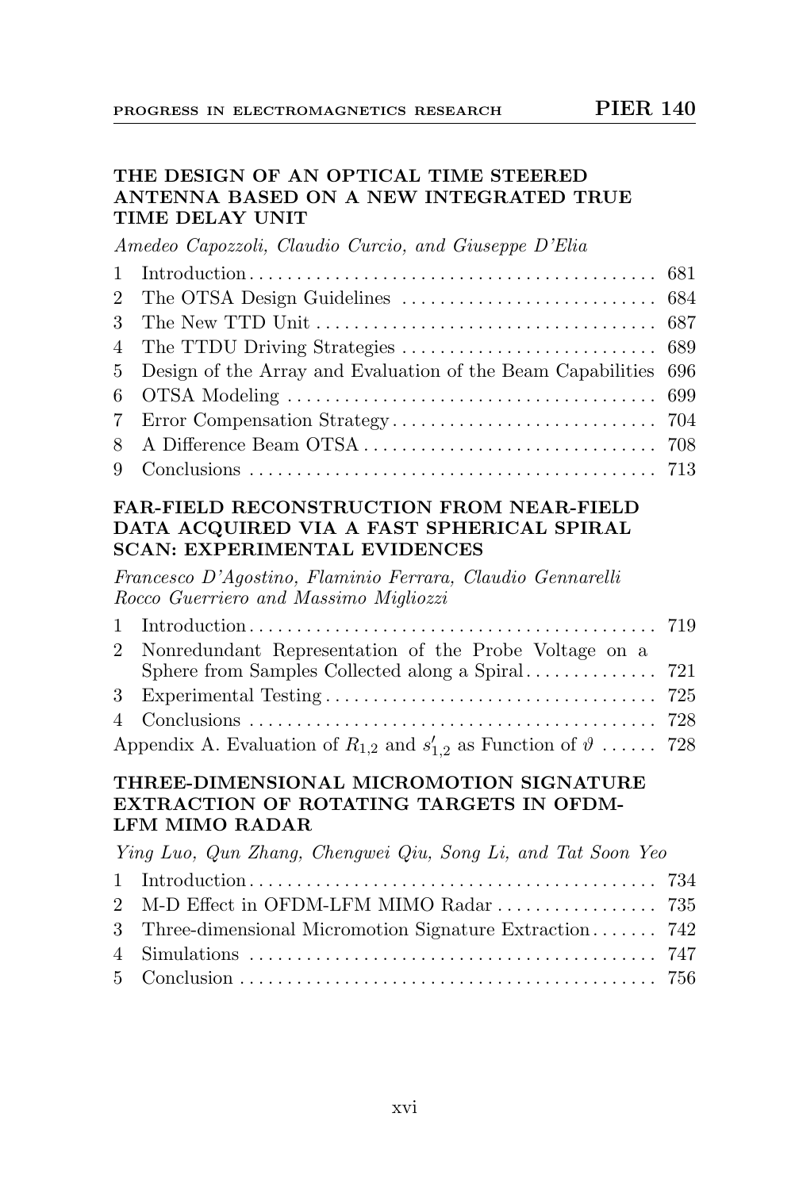### THE DESIGN OF AN OPTICAL TIME STEERED ANTENNA BASED ON A NEW INTEGRATED TRUE TIME DELAY UNIT

*Amedeo Capozzoli, Claudio Curcio, and Giuseppe D'Elia*

1 Introduction ........................................... 681
2 The OTSA Design Guidelines ........................... 684
3 The New TTD Unit ...................................... 687
4 The TTDU Driving Strategies ........................... 689
5 Design of the Array and Evaluation of the Beam Capabilities 696
6 OTSA Modeling ......................................... 699
7 Error Compensation Strategy ............................ 704
8 A Difference Beam OTSA ............................... 708
9 Conclusions ........................................... 713

### FAR-FIELD RECONSTRUCTION FROM NEAR-FIELD DATA ACQUIRED VIA A FAST SPHERICAL SPIRAL SCAN: EXPERIMENTAL EVIDENCES

*Francesco D'Agostino, Flaminio Ferrara, Claudio Gennarelli Rocco Guerriero and Massimo Migliozzi*

1 Introduction ........................................... 719
2 Nonredundant Representation of the Probe Voltage on a Sphere from Samples Collected along a Spiral .............. 721
3 Experimental Testing ................................... 725
4 Conclusions ........................................... 728
Appendix A. Evaluation of $R_{1,2}$ and $s'_{1,2}$ as Function of $\vartheta$ ...... 728

### THREE-DIMENSIONAL MICROMOTION SIGNATURE EXTRACTION OF ROTATING TARGETS IN OFDM-LFM MIMO RADAR

*Ying Luo, Qun Zhang, Chengwei Qiu, Song Li, and Tat Soon Yeo*

1 Introduction ........................................... 734
2 M-D Effect in OFDM-LFM MIMO Radar ................. 735
3 Three-dimensional Micromotion Signature Extraction ....... 742
4 Simulations ........................................... 747
5 Conclusion ............................................ 756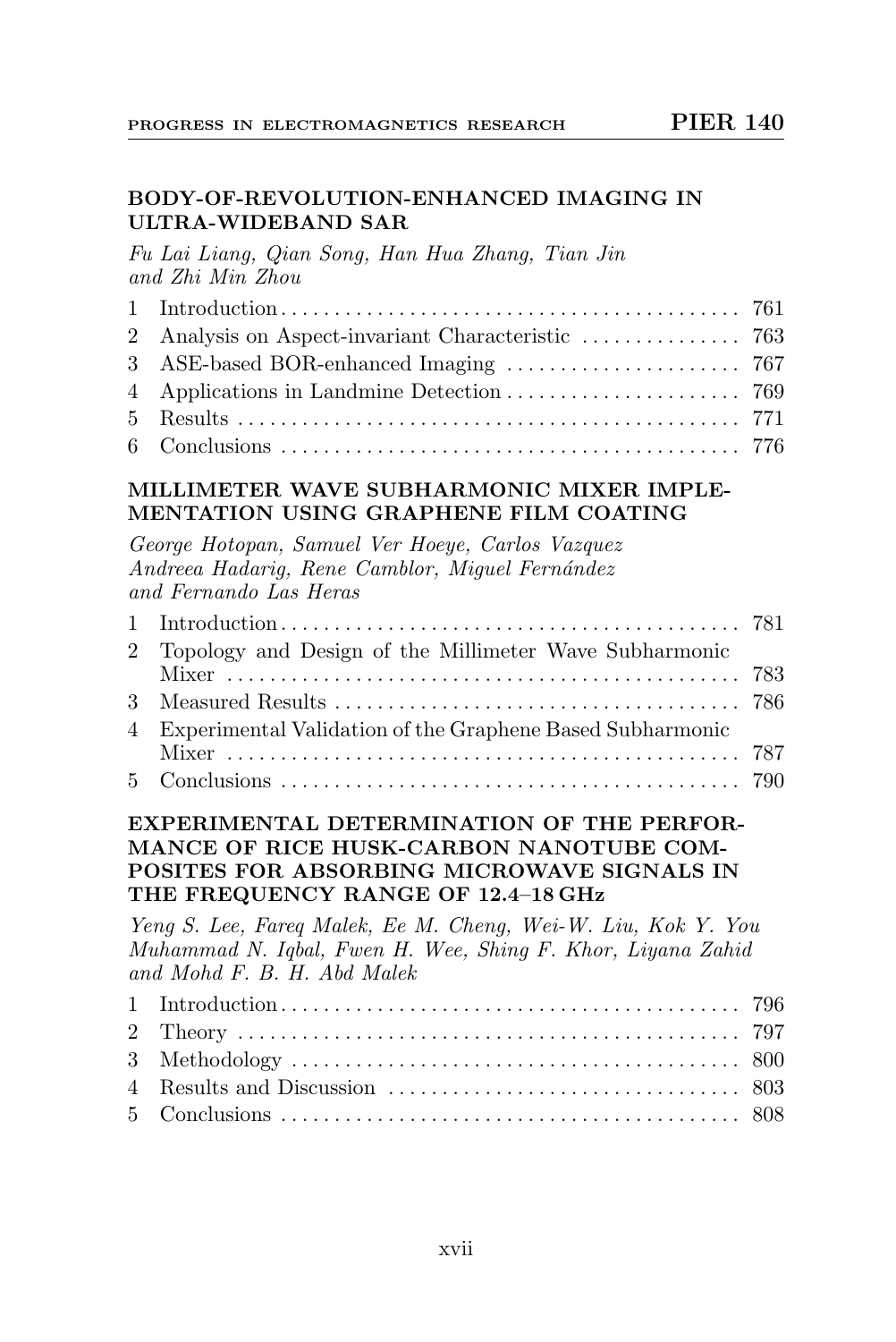### BODY-OF-REVOLUTION-ENHANCED IMAGING IN ULTRA-WIDEBAND SAR

*Fu Lai Liang, Qian Song, Han Hua Zhang, Tian Jin and Zhi Min Zhou*

1 Introduction . . . 761
2 Analysis on Aspect-invariant Characteristic . . . 763
3 ASE-based BOR-enhanced Imaging . . . 767
4 Applications in Landmine Detection . . . 769
5 Results . . . 771
6 Conclusions . . . 776

### MILLIMETER WAVE SUBHARMONIC MIXER IMPLEMENTATION USING GRAPHENE FILM COATING

*George Hotopan, Samuel Ver Hoeye, Carlos Vazquez Andreea Hadarig, Rene Camblor, Miguel Fernández and Fernando Las Heras*

1 Introduction . . . 781
2 Topology and Design of the Millimeter Wave Subharmonic Mixer . . . 783
3 Measured Results . . . 786
4 Experimental Validation of the Graphene Based Subharmonic Mixer . . . 787
5 Conclusions . . . 790

### EXPERIMENTAL DETERMINATION OF THE PERFORMANCE OF RICE HUSK-CARBON NANOTUBE COMPOSITES FOR ABSORBING MICROWAVE SIGNALS IN THE FREQUENCY RANGE OF 12.4–18 GHz

*Yeng S. Lee, Fareq Malek, Ee M. Cheng, Wei-W. Liu, Kok Y. You Muhammad N. Iqbal, Fwen H. Wee, Shing F. Khor, Liyana Zahid and Mohd F. B. H. Abd Malek*

1 Introduction . . . 796
2 Theory . . . 797
3 Methodology . . . 800
4 Results and Discussion . . . 803
5 Conclusions . . . 808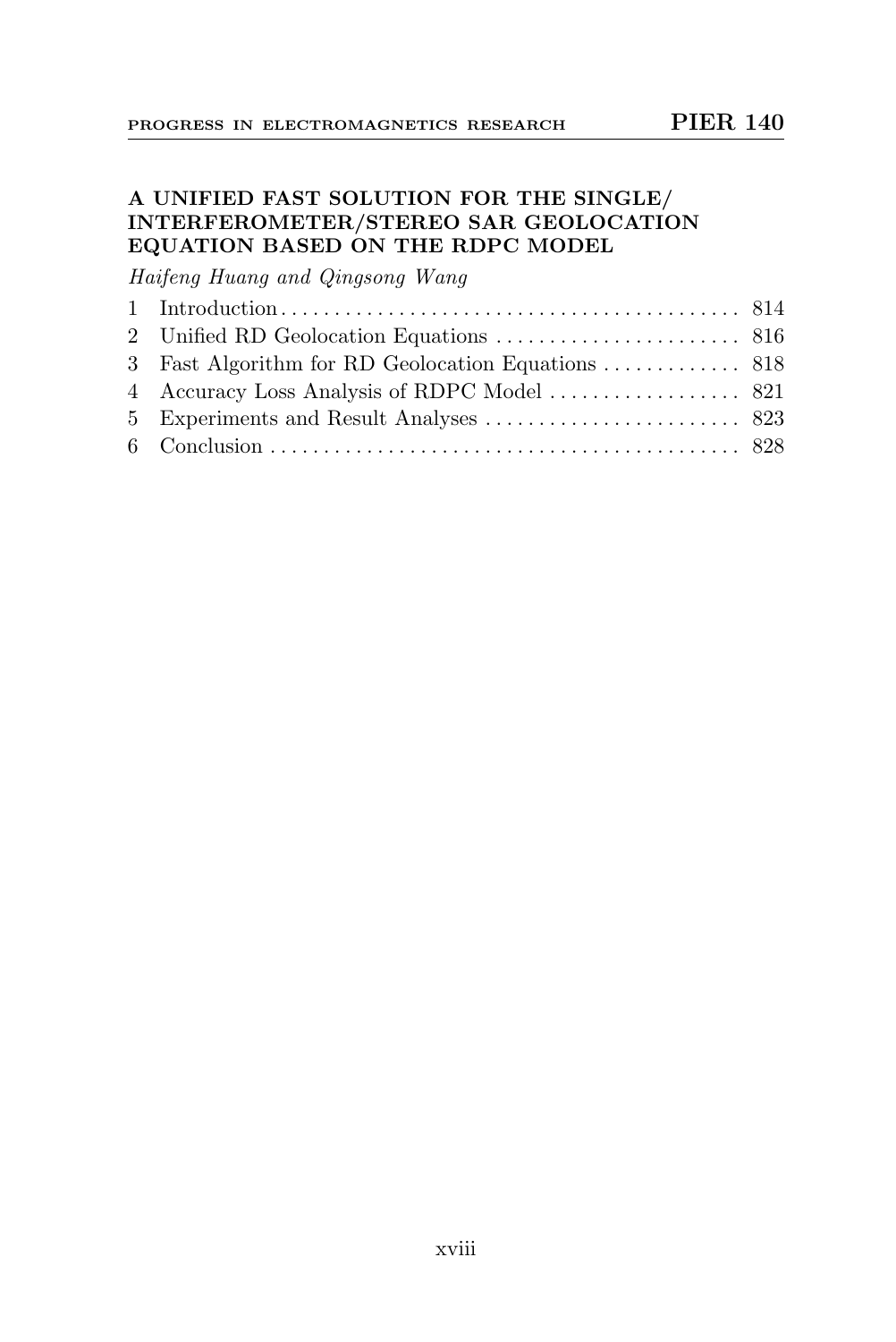**A UNIFIED FAST SOLUTION FOR THE SINGLE/INTERFEROMETER/STEREO SAR GEOLOCATION EQUATION BASED ON THE RDPC MODEL**

*Haifeng Huang and Qingsong Wang*

1 Introduction .......... 814
2 Unified RD Geolocation Equations .......... 816
3 Fast Algorithm for RD Geolocation Equations .......... 818
4 Accuracy Loss Analysis of RDPC Model .......... 821
5 Experiments and Result Analyses .......... 823
6 Conclusion .......... 828